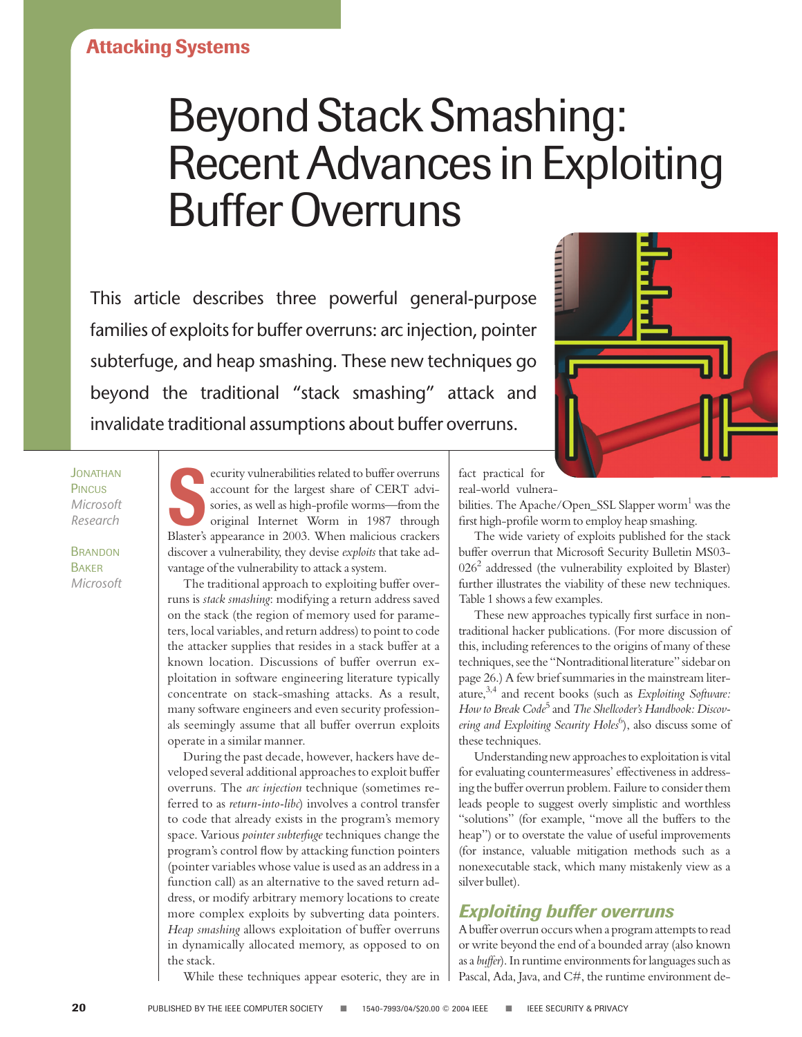Attacking Systems

# Beyond Stack Smashing: Recent Advances in Exploiting Buffer Overruns

This article describes three powerful general-purpose families of exploits for buffer overruns: arc injection, pointer subterfuge, and heap smashing. These new techniques go beyond the traditional "stack smashing" attack and invalidate traditional assumptions about buffer overruns.

Jonathan Pincus
*Microsoft Research*

Brandon Baker
*Microsoft*

Security vulnerabilities related to buffer overruns account for the largest share of CERT advisories, as well as high-profile worms—from the original Internet Worm in 1987 through Blaster's appearance in 2003. When malicious crackers discover a vulnerability, they devise *exploits* that take advantage of the vulnerability to attack a system.

The traditional approach to exploiting buffer overruns is *stack smashing*: modifying a return address saved on the stack (the region of memory used for parameters, local variables, and return address) to point to code the attacker supplies that resides in a stack buffer at a known location. Discussions of buffer overrun exploitation in software engineering literature typically concentrate on stack-smashing attacks. As a result, many software engineers and even security professionals seemingly assume that all buffer overrun exploits operate in a similar manner.

During the past decade, however, hackers have developed several additional approaches to exploit buffer overruns. The *arc injection* technique (sometimes referred to as *return-into-libc*) involves a control transfer to code that already exists in the program's memory space. Various *pointer subterfuge* techniques change the program's control flow by attacking function pointers (pointer variables whose value is used as an address in a function call) as an alternative to the saved return address, or modify arbitrary memory locations to create more complex exploits by subverting data pointers. *Heap smashing* allows exploitation of buffer overruns in dynamically allocated memory, as opposed to on the stack.

While these techniques appear esoteric, they are in fact practical for real-world vulnerabilities. The Apache/Open_SSL Slapper worm[1] was the first high-profile worm to employ heap smashing.

The wide variety of exploits published for the stack buffer overrun that Microsoft Security Bulletin MS03-026[2] addressed (the vulnerability exploited by Blaster) further illustrates the viability of these new techniques. Table 1 shows a few examples.

These new approaches typically first surface in nontraditional hacker publications. (For more discussion of this, including references to the origins of many of these techniques, see the "Nontraditional literature" sidebar on page 26.) A few brief summaries in the mainstream literature,[3,4] and recent books (such as *Exploiting Software: How to Break Code*[5] and *The Shellcoder's Handbook: Discovering and Exploiting Security Holes*[6]), also discuss some of these techniques.

Understanding new approaches to exploitation is vital for evaluating countermeasures' effectiveness in addressing the buffer overrun problem. Failure to consider them leads people to suggest overly simplistic and worthless "solutions" (for example, "move all the buffers to the heap") or to overstate the value of useful improvements (for instance, valuable mitigation methods such as a nonexecutable stack, which many mistakenly view as a silver bullet).

## Exploiting buffer overruns

A buffer overrun occurs when a program attempts to read or write beyond the end of a bounded array (also known as a *buffer*). In runtime environments for languages such as Pascal, Ada, Java, and C#, the runtime environment de-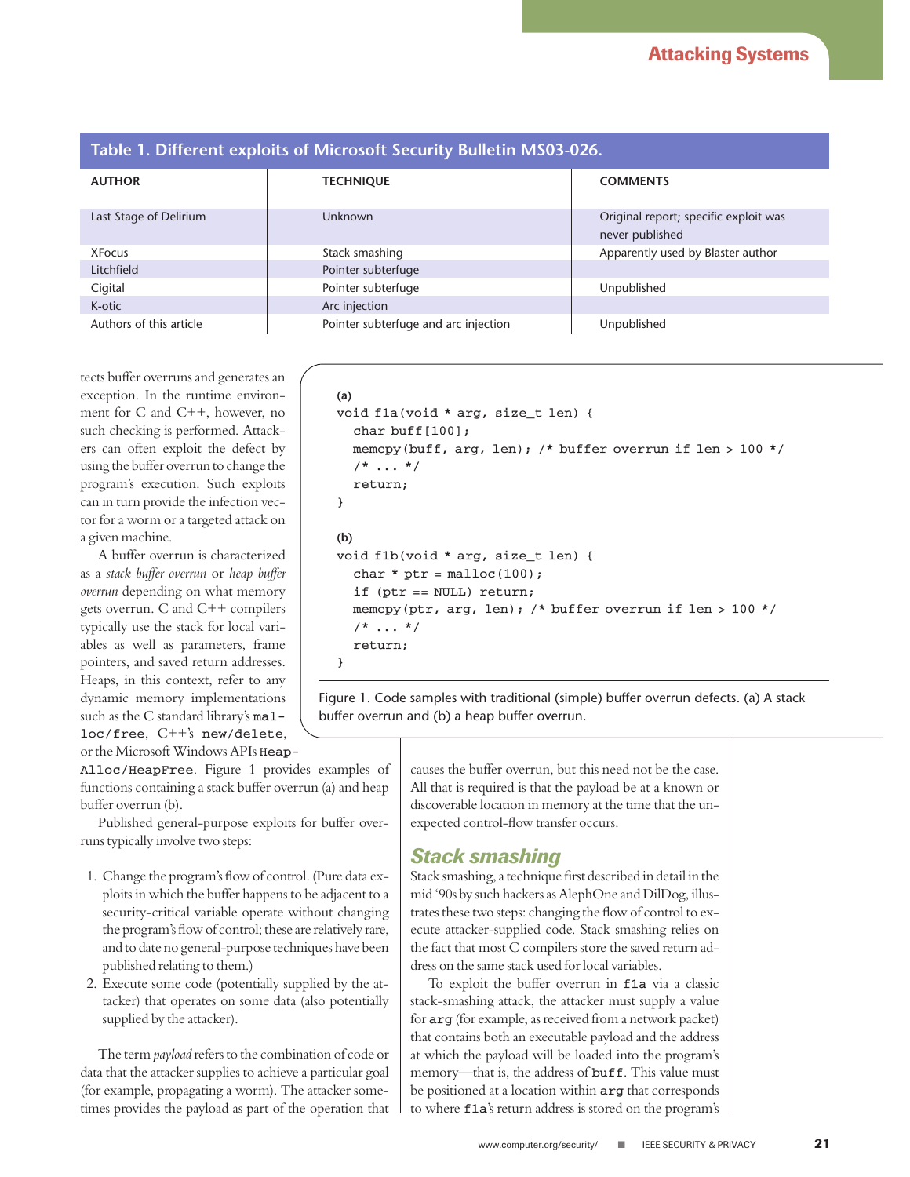**Table 1. Different exploits of Microsoft Security Bulletin MS03-026.**

| AUTHOR | TECHNIQUE | COMMENTS |
|---|---|---|
| Last Stage of Delirium | Unknown | Original report; specific exploit was never published |
| XFocus | Stack smashing | Apparently used by Blaster author |
| Litchfield | Pointer subterfuge | |
| Cigital | Pointer subterfuge | Unpublished |
| K-otic | Arc injection | |
| Authors of this article | Pointer subterfuge and arc injection | Unpublished |

tects buffer overruns and generates an exception. In the runtime environment for C and C++, however, no such checking is performed. Attackers can often exploit the defect by using the buffer overrun to change the program's execution. Such exploits can in turn provide the infection vector for a worm or a targeted attack on a given machine.

A buffer overrun is characterized as a *stack buffer overrun* or *heap buffer overrun* depending on what memory gets overrun. C and C++ compilers typically use the stack for local variables as well as parameters, frame pointers, and saved return addresses. Heaps, in this context, refer to any dynamic memory implementations such as the C standard library's `malloc/free`, C++'s `new/delete`, or the Microsoft Windows APIs `HeapAlloc/HeapFree`. Figure 1 provides examples of functions containing a stack buffer overrun (a) and heap buffer overrun (b).

**(a)**

```
void f1a(void * arg, size_t len) {
  char buff[100];
  memcpy(buff, arg, len); /* buffer overrun if len > 100 */
  /* ... */
  return;
}
```

**(b)**

```
void f1b(void * arg, size_t len) {
  char * ptr = malloc(100);
  if (ptr == NULL) return;
  memcpy(ptr, arg, len); /* buffer overrun if len > 100 */
  /* ... */
  return;
}
```

Figure 1. Code samples with traditional (simple) buffer overrun defects. (a) A stack buffer overrun and (b) a heap buffer overrun.

Published general-purpose exploits for buffer overruns typically involve two steps:

1. Change the program's flow of control. (Pure data exploits in which the buffer happens to be adjacent to a security-critical variable operate without changing the program's flow of control; these are relatively rare, and to date no general-purpose techniques have been published relating to them.)
2. Execute some code (potentially supplied by the attacker) that operates on some data (also potentially supplied by the attacker).

The term *payload* refers to the combination of code or data that the attacker supplies to achieve a particular goal (for example, propagating a worm). The attacker sometimes provides the payload as part of the operation that causes the buffer overrun, but this need not be the case. All that is required is that the payload be at a known or discoverable location in memory at the time that the unexpected control-flow transfer occurs.

## Stack smashing

Stack smashing, a technique first described in detail in the mid '90s by such hackers as AlephOne and DilDog, illustrates these two steps: changing the flow of control to execute attacker-supplied code. Stack smashing relies on the fact that most C compilers store the saved return address on the same stack used for local variables.

To exploit the buffer overrun in `f1a` via a classic stack-smashing attack, the attacker must supply a value for `arg` (for example, as received from a network packet) that contains both an executable payload and the address at which the payload will be loaded into the program's memory—that is, the address of `buff`. This value must be positioned at a location within `arg` that corresponds to where `f1a`'s return address is stored on the program's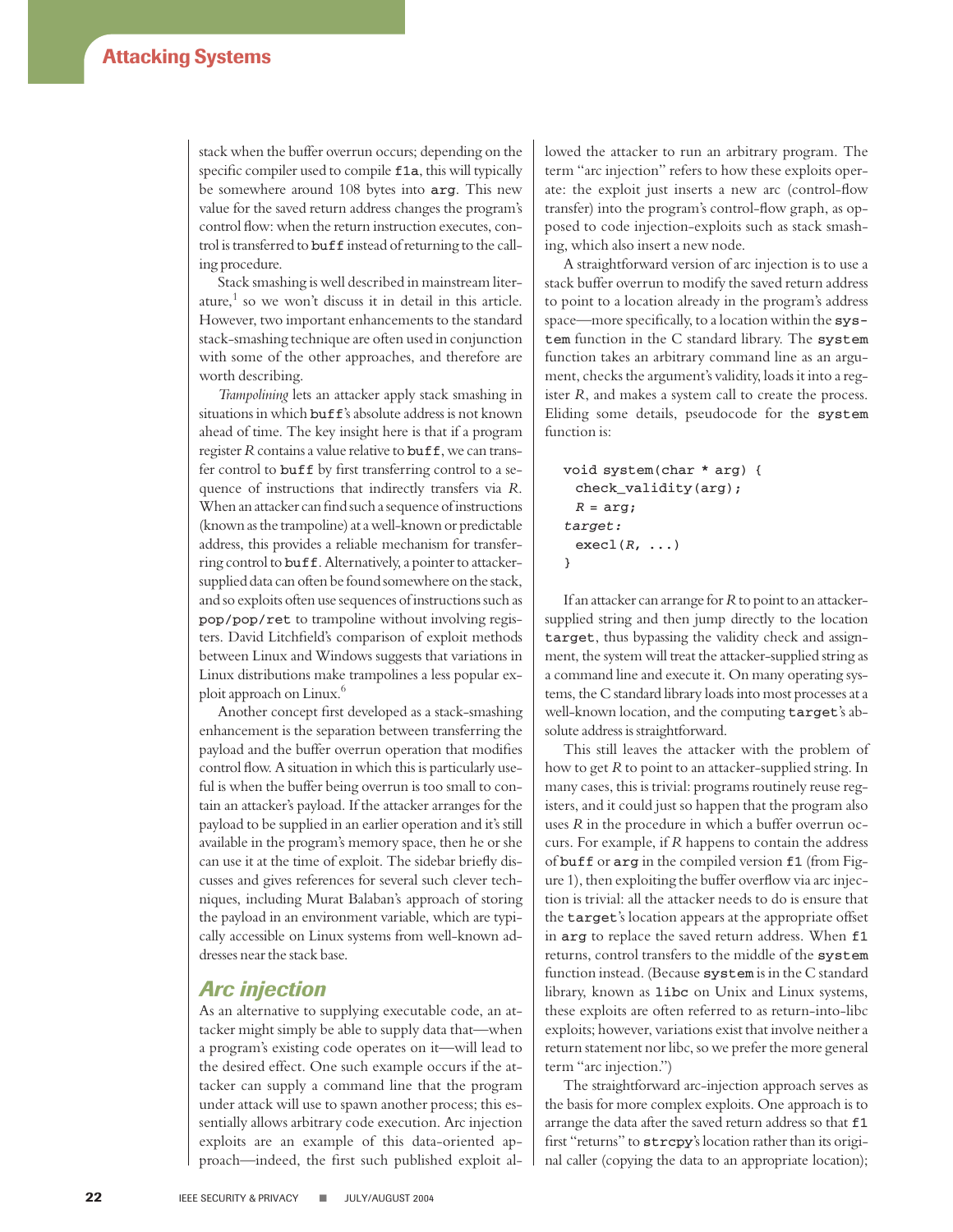stack when the buffer overrun occurs; depending on the specific compiler used to compile `f1a`, this will typically be somewhere around 108 bytes into `arg`. This new value for the saved return address changes the program's control flow: when the return instruction executes, control is transferred to `buff` instead of returning to the calling procedure.

Stack smashing is well described in mainstream literature,[1] so we won't discuss it in detail in this article. However, two important enhancements to the standard stack-smashing technique are often used in conjunction with some of the other approaches, and therefore are worth describing.

*Trampolining* lets an attacker apply stack smashing in situations in which `buff`'s absolute address is not known ahead of time. The key insight here is that if a program register *R* contains a value relative to `buff`, we can transfer control to `buff` by first transferring control to a sequence of instructions that indirectly transfers via *R*. When an attacker can find such a sequence of instructions (known as the trampoline) at a well-known or predictable address, this provides a reliable mechanism for transferring control to `buff`. Alternatively, a pointer to attacker-supplied data can often be found somewhere on the stack, and so exploits often use sequences of instructions such as `pop/pop/ret` to trampoline without involving registers. David Litchfield's comparison of exploit methods between Linux and Windows suggests that variations in Linux distributions make trampolines a less popular exploit approach on Linux.[6]

Another concept first developed as a stack-smashing enhancement is the separation between transferring the payload and the buffer overrun operation that modifies control flow. A situation in which this is particularly useful is when the buffer being overrun is too small to contain an attacker's payload. If the attacker arranges for the payload to be supplied in an earlier operation and it's still available in the program's memory space, then he or she can use it at the time of exploit. The sidebar briefly discusses and gives references for several such clever techniques, including Murat Balaban's approach of storing the payload in an environment variable, which are typically accessible on Linux systems from well-known addresses near the stack base.

## Arc injection

As an alternative to supplying executable code, an attacker might simply be able to supply data that—when a program's existing code operates on it—will lead to the desired effect. One such example occurs if the attacker can supply a command line that the program under attack will use to spawn another process; this essentially allows arbitrary code execution. Arc injection exploits are an example of this data-oriented approach—indeed, the first such published exploit allowed the attacker to run an arbitrary program. The term "arc injection" refers to how these exploits operate: the exploit just inserts a new arc (control-flow transfer) into the program's control-flow graph, as opposed to code injection-exploits such as stack smashing, which also insert a new node.

A straightforward version of arc injection is to use a stack buffer overrun to modify the saved return address to point to a location already in the program's address space—more specifically, to a location within the `system` function in the C standard library. The `system` function takes an arbitrary command line as an argument, checks the argument's validity, loads it into a register *R*, and makes a system call to create the process. Eliding some details, pseudocode for the `system` function is:

```
void system(char * arg) {
  check_validity(arg);
  R = arg;
target:
  execl(R, ...)
}
```

If an attacker can arrange for *R* to point to an attacker-supplied string and then jump directly to the location `target`, thus bypassing the validity check and assignment, the system will treat the attacker-supplied string as a command line and execute it. On many operating systems, the C standard library loads into most processes at a well-known location, and the computing `target`'s absolute address is straightforward.

This still leaves the attacker with the problem of how to get *R* to point to an attacker-supplied string. In many cases, this is trivial: programs routinely reuse registers, and it could just so happen that the program also uses *R* in the procedure in which a buffer overrun occurs. For example, if *R* happens to contain the address of `buff` or `arg` in the compiled version `f1` (from Figure 1), then exploiting the buffer overflow via arc injection is trivial: all the attacker needs to do is ensure that the `target`'s location appears at the appropriate offset in `arg` to replace the saved return address. When `f1` returns, control transfers to the middle of the `system` function instead. (Because `system` is in the C standard library, known as `libc` on Unix and Linux systems, these exploits are often referred to as return-into-libc exploits; however, variations exist that involve neither a return statement nor libc, so we prefer the more general term "arc injection.")

The straightforward arc-injection approach serves as the basis for more complex exploits. One approach is to arrange the data after the saved return address so that `f1` first "returns" to `strcpy`'s location rather than its original caller (copying the data to an appropriate location);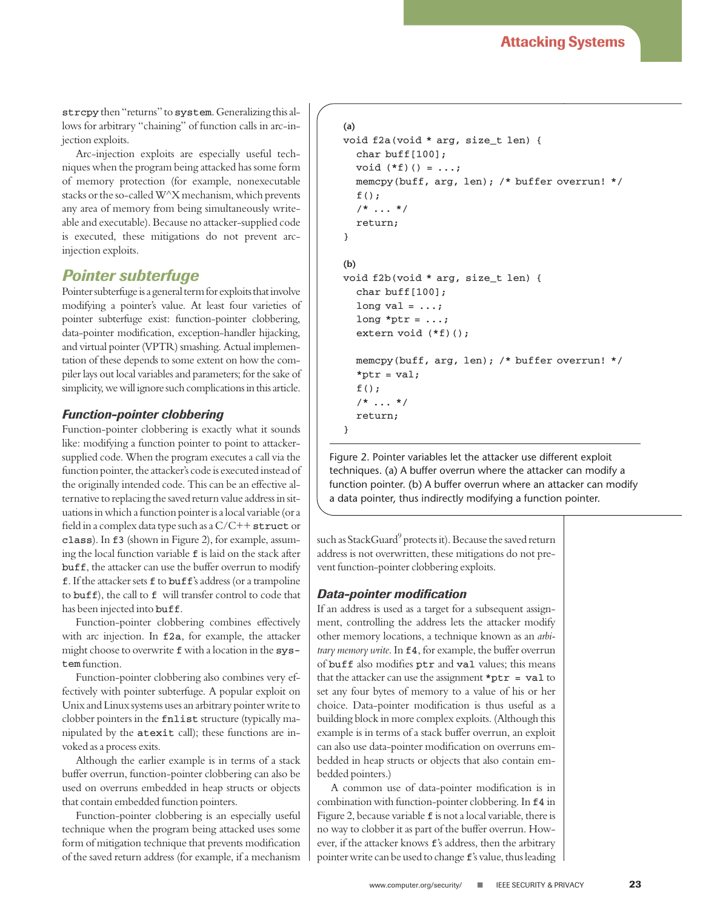strcpy then "returns" to system. Generalizing this allows for arbitrary "chaining" of function calls in arc-injection exploits.

Arc-injection exploits are especially useful techniques when the program being attacked has some form of memory protection (for example, nonexecutable stacks or the so-called W^X mechanism, which prevents any area of memory from being simultaneously writeable and executable). Because no attacker-supplied code is executed, these mitigations do not prevent arc-injection exploits.

## Pointer subterfuge

Pointer subterfuge is a general term for exploits that involve modifying a pointer's value. At least four varieties of pointer subterfuge exist: function-pointer clobbering, data-pointer modification, exception-handler hijacking, and virtual pointer (VPTR) smashing. Actual implementation of these depends to some extent on how the compiler lays out local variables and parameters; for the sake of simplicity, we will ignore such complications in this article.

### Function-pointer clobbering

Function-pointer clobbering is exactly what it sounds like: modifying a function pointer to point to attacker-supplied code. When the program executes a call via the function pointer, the attacker's code is executed instead of the originally intended code. This can be an effective alternative to replacing the saved return value address in situations in which a function pointer is a local variable (or a field in a complex data type such as a C/C++ struct or class). In f3 (shown in Figure 2), for example, assuming the local function variable f is laid on the stack after buff, the attacker can use the buffer overrun to modify f. If the attacker sets f to buff's address (or a trampoline to buff), the call to f will transfer control to code that has been injected into buff.

Function-pointer clobbering combines effectively with arc injection. In f2a, for example, the attacker might choose to overwrite f with a location in the system function.

Function-pointer clobbering also combines very effectively with pointer subterfuge. A popular exploit on Unix and Linux systems uses an arbitrary pointer write to clobber pointers in the fnlist structure (typically manipulated by the atexit call); these functions are invoked as a process exits.

Although the earlier example is in terms of a stack buffer overrun, function-pointer clobbering can also be used on overruns embedded in heap structs or objects that contain embedded function pointers.

Function-pointer clobbering is an especially useful technique when the program being attacked uses some form of mitigation technique that prevents modification of the saved return address (for example, if a mechanism such as StackGuard[9] protects it). Because the saved return address is not overwritten, these mitigations do not prevent function-pointer clobbering exploits.

```
(a)
void f2a(void * arg, size_t len) {
  char buff[100];
  void (*f)() = ...;
  memcpy(buff, arg, len); /* buffer overrun! */
  f();
  /* ... */
  return;
}

(b)
void f2b(void * arg, size_t len) {
  char buff[100];
  long val = ...;
  long *ptr = ...;
  extern void (*f)();

  memcpy(buff, arg, len); /* buffer overrun! */
  *ptr = val;
  f();
  /* ... */
  return;
}
```

Figure 2. Pointer variables let the attacker use different exploit techniques. (a) A buffer overrun where the attacker can modify a function pointer. (b) A buffer overrun where an attacker can modify a data pointer, thus indirectly modifying a function pointer.

### Data-pointer modification

If an address is used as a target for a subsequent assignment, controlling the address lets the attacker modify other memory locations, a technique known as an *arbitrary memory write*. In f4, for example, the buffer overrun of buff also modifies ptr and val values; this means that the attacker can use the assignment *ptr = val to set any four bytes of memory to a value of his or her choice. Data-pointer modification is thus useful as a building block in more complex exploits. (Although this example is in terms of a stack buffer overrun, an exploit can also use data-pointer modification on overruns embedded in heap structs or objects that also contain embedded pointers.)

A common use of data-pointer modification is in combination with function-pointer clobbering. In f4 in Figure 2, because variable f is not a local variable, there is no way to clobber it as part of the buffer overrun. However, if the attacker knows f's address, then the arbitrary pointer write can be used to change f's value, thus leading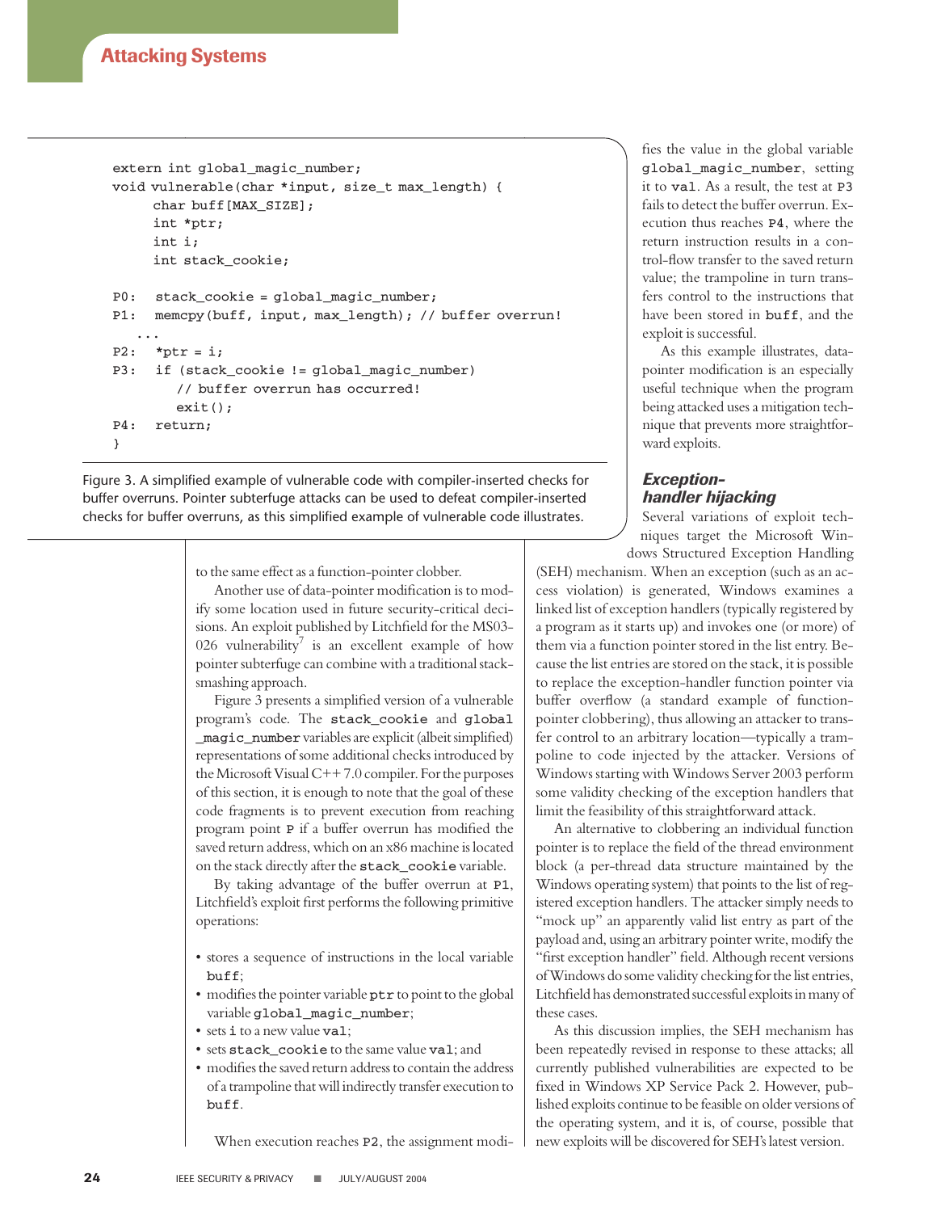```
extern int global_magic_number;
void vulnerable(char *input, size_t max_length) {
     char buff[MAX_SIZE];
     int *ptr;
     int i;
     int stack_cookie;

P0:   stack_cookie = global_magic_number;
P1:   memcpy(buff, input, max_length); // buffer overrun!
   ...
P2:   *ptr = i;
P3:   if (stack_cookie != global_magic_number)
        // buffer overrun has occurred!
        exit();
P4:   return;
}
```

Figure 3. A simplified example of vulnerable code with compiler-inserted checks for buffer overruns. Pointer subterfuge attacks can be used to defeat compiler-inserted checks for buffer overruns, as this simplified example of vulnerable code illustrates.

to the same effect as a function-pointer clobber.

Another use of data-pointer modification is to modify some location used in future security-critical decisions. An exploit published by Litchfield for the MS03-026 vulnerability[7] is an excellent example of how pointer subterfuge can combine with a traditional stack-smashing approach.

Figure 3 presents a simplified version of a vulnerable program's code. The `stack_cookie` and `global_magic_number` variables are explicit (albeit simplified) representations of some additional checks introduced by the Microsoft Visual C++ 7.0 compiler. For the purposes of this section, it is enough to note that the goal of these code fragments is to prevent execution from reaching program point `P` if a buffer overrun has modified the saved return address, which on an x86 machine is located on the stack directly after the `stack_cookie` variable.

By taking advantage of the buffer overrun at `P1`, Litchfield's exploit first performs the following primitive operations:

- stores a sequence of instructions in the local variable `buff`;
- modifies the pointer variable `ptr` to point to the global variable `global_magic_number`;
- sets `i` to a new value `val`;
- sets `stack_cookie` to the same value `val`; and
- modifies the saved return address to contain the address of a trampoline that will indirectly transfer execution to `buff`.

When execution reaches `P2`, the assignment modifies the value in the global variable `global_magic_number`, setting it to `val`. As a result, the test at `P3` fails to detect the buffer overrun. Execution thus reaches `P4`, where the return instruction results in a control-flow transfer to the saved return value; the trampoline in turn transfers control to the instructions that have been stored in `buff`, and the exploit is successful.

As this example illustrates, data-pointer modification is an especially useful technique when the program being attacked uses a mitigation technique that prevents more straightforward exploits.

### *Exception-handler hijacking*

Several variations of exploit techniques target the Microsoft Windows Structured Exception Handling (SEH) mechanism. When an exception (such as an access violation) is generated, Windows examines a linked list of exception handlers (typically registered by a program as it starts up) and invokes one (or more) of them via a function pointer stored in the list entry. Because the list entries are stored on the stack, it is possible to replace the exception-handler function pointer via buffer overflow (a standard example of function-pointer clobbering), thus allowing an attacker to transfer control to an arbitrary location—typically a trampoline to code injected by the attacker. Versions of Windows starting with Windows Server 2003 perform some validity checking of the exception handlers that limit the feasibility of this straightforward attack.

An alternative to clobbering an individual function pointer is to replace the field of the thread environment block (a per-thread data structure maintained by the Windows operating system) that points to the list of registered exception handlers. The attacker simply needs to "mock up" an apparently valid list entry as part of the payload and, using an arbitrary pointer write, modify the "first exception handler" field. Although recent versions of Windows do some validity checking for the list entries, Litchfield has demonstrated successful exploits in many of these cases.

As this discussion implies, the SEH mechanism has been repeatedly revised in response to these attacks; all currently published vulnerabilities are expected to be fixed in Windows XP Service Pack 2. However, published exploits continue to be feasible on older versions of the operating system, and it is, of course, possible that new exploits will be discovered for SEH's latest version.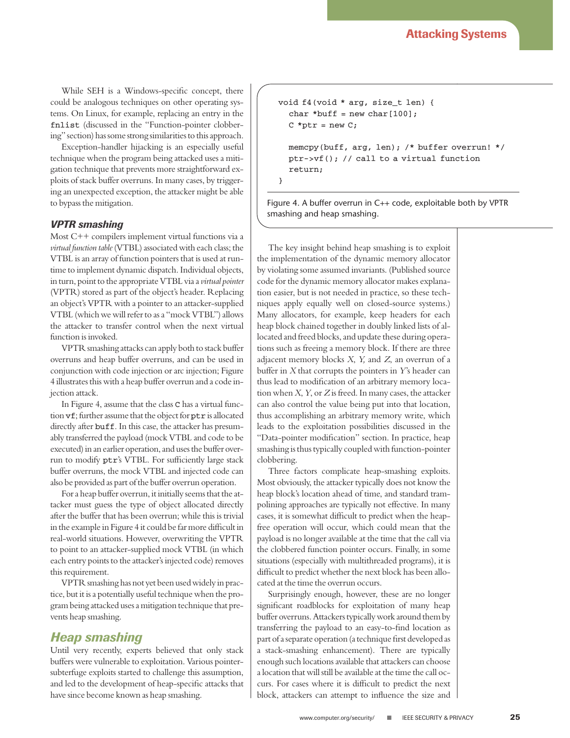While SEH is a Windows-specific concept, there could be analogous techniques on other operating systems. On Linux, for example, replacing an entry in the `fnlist` (discussed in the "Function-pointer clobbering" section) has some strong similarities to this approach.

Exception-handler hijacking is an especially useful technique when the program being attacked uses a mitigation technique that prevents more straightforward exploits of stack buffer overruns. In many cases, by triggering an unexpected exception, the attacker might be able to bypass the mitigation.

### VPTR smashing

Most C++ compilers implement virtual functions via a *virtual function table* (VTBL) associated with each class; the VTBL is an array of function pointers that is used at runtime to implement dynamic dispatch. Individual objects, in turn, point to the appropriate VTBL via a *virtual pointer* (VPTR) stored as part of the object's header. Replacing an object's VPTR with a pointer to an attacker-supplied VTBL (which we will refer to as a "mock VTBL") allows the attacker to transfer control when the next virtual function is invoked.

VPTR smashing attacks can apply both to stack buffer overruns and heap buffer overruns, and can be used in conjunction with code injection or arc injection; Figure 4 illustrates this with a heap buffer overrun and a code injection attack.

```
void f4(void * arg, size_t len) {
  char *buff = new char[100];
  C *ptr = new C;

  memcpy(buff, arg, len); /* buffer overrun! */
  ptr->vf(); // call to a virtual function
  return;
}
```

Figure 4. A buffer overrun in C++ code, exploitable both by VPTR smashing and heap smashing.

In Figure 4, assume that the class `C` has a virtual function `vf`; further assume that the object for `ptr` is allocated directly after `buff`. In this case, the attacker has presumably transferred the payload (mock VTBL and code to be executed) in an earlier operation, and uses the buffer overrun to modify `ptr`'s VTBL. For sufficiently large stack buffer overruns, the mock VTBL and injected code can also be provided as part of the buffer overrun operation.

For a heap buffer overrun, it initially seems that the attacker must guess the type of object allocated directly after the buffer that has been overrun; while this is trivial in the example in Figure 4 it could be far more difficult in real-world situations. However, overwriting the VPTR to point to an attacker-supplied mock VTBL (in which each entry points to the attacker's injected code) removes this requirement.

VPTR smashing has not yet been used widely in practice, but it is a potentially useful technique when the program being attacked uses a mitigation technique that prevents heap smashing.

## Heap smashing

Until very recently, experts believed that only stack buffers were vulnerable to exploitation. Various pointer-subterfuge exploits started to challenge this assumption, and led to the development of heap-specific attacks that have since become known as heap smashing.

The key insight behind heap smashing is to exploit the implementation of the dynamic memory allocator by violating some assumed invariants. (Published source code for the dynamic memory allocator makes explanation easier, but is not needed in practice, so these techniques apply equally well on closed-source systems.) Many allocators, for example, keep headers for each heap block chained together in doubly linked lists of allocated and freed blocks, and update these during operations such as freeing a memory block. If there are three adjacent memory blocks *X*, *Y*, and *Z*, an overrun of a buffer in *X* that corrupts the pointers in *Y*'s header can thus lead to modification of an arbitrary memory location when *X*, *Y*, or *Z* is freed. In many cases, the attacker can also control the value being put into that location, thus accomplishing an arbitrary memory write, which leads to the exploitation possibilities discussed in the "Data-pointer modification" section. In practice, heap smashing is thus typically coupled with function-pointer clobbering.

Three factors complicate heap-smashing exploits. Most obviously, the attacker typically does not know the heap block's location ahead of time, and standard trampolining approaches are typically not effective. In many cases, it is somewhat difficult to predict when the heap-free operation will occur, which could mean that the payload is no longer available at the time that the call via the clobbered function pointer occurs. Finally, in some situations (especially with multithreaded programs), it is difficult to predict whether the next block has been allocated at the time the overrun occurs.

Surprisingly enough, however, these are no longer significant roadblocks for exploitation of many heap buffer overruns. Attackers typically work around them by transferring the payload to an easy-to-find location as part of a separate operation (a technique first developed as a stack-smashing enhancement). There are typically enough such locations available that attackers can choose a location that will still be available at the time the call occurs. For cases where it is difficult to predict the next block, attackers can attempt to influence the size and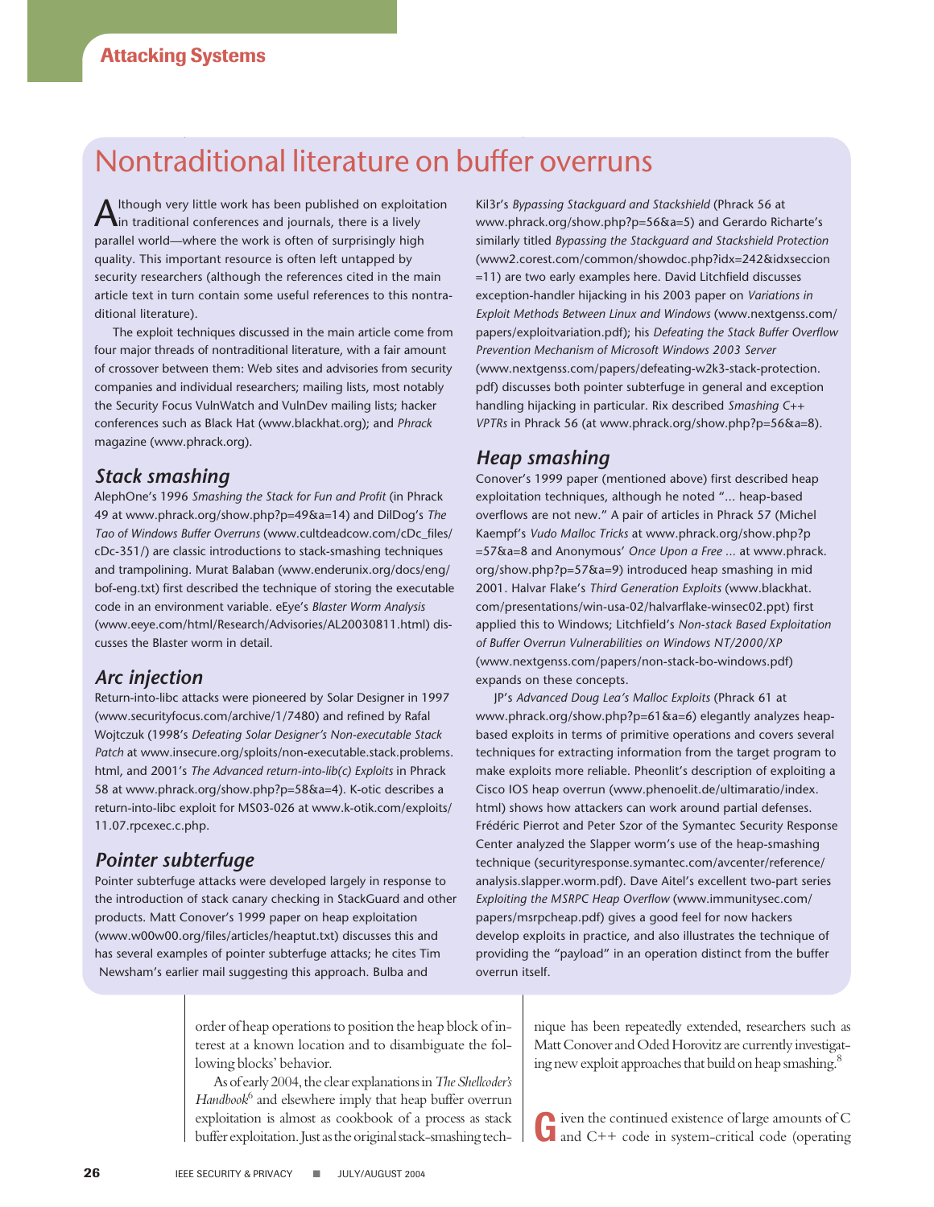## Nontraditional literature on buffer overruns

Although very little work has been published on exploitation in traditional conferences and journals, there is a lively parallel world—where the work is often of surprisingly high quality. This important resource is often left untapped by security researchers (although the references cited in the main article text in turn contain some useful references to this nontraditional literature).

The exploit techniques discussed in the main article come from four major threads of nontraditional literature, with a fair amount of crossover between them: Web sites and advisories from security companies and individual researchers; mailing lists, most notably the Security Focus VulnWatch and VulnDev mailing lists; hacker conferences such as Black Hat (www.blackhat.org); and *Phrack* magazine (www.phrack.org).

### Stack smashing

AlephOne's 1996 *Smashing the Stack for Fun and Profit* (in Phrack 49 at www.phrack.org/show.php?p=49&a=14) and DilDog's *The Tao of Windows Buffer Overruns* (www.cultdeadcow.com/cDc_files/cDc-351/) are classic introductions to stack-smashing techniques and trampolining. Murat Balaban (www.enderunix.org/docs/eng/bof-eng.txt) first described the technique of storing the executable code in an environment variable. eEye's *Blaster Worm Analysis* (www.eeye.com/html/Research/Advisories/AL20030811.html) discusses the Blaster worm in detail.

### Arc injection

Return-into-libc attacks were pioneered by Solar Designer in 1997 (www.securityfocus.com/archive/1/7480) and refined by Rafal Wojtczuk (1998's *Defeating Solar Designer's Non-executable Stack Patch* at www.insecure.org/sploits/non-executable.stack.problems.html, and 2001's *The Advanced return-into-lib(c) Exploits* in Phrack 58 at www.phrack.org/show.php?p=58&a=4). K-otic describes a return-into-libc exploit for MS03-026 at www.k-otik.com/exploits/11.07.rpcexec.c.php.

### Pointer subterfuge

Pointer subterfuge attacks were developed largely in response to the introduction of stack canary checking in StackGuard and other products. Matt Conover's 1999 paper on heap exploitation (www.w00w00.org/files/articles/heaptut.txt) discusses this and has several examples of pointer subterfuge attacks; he cites Tim Newsham's earlier mail suggesting this approach. Bulba and Kil3r's *Bypassing Stackguard and Stackshield* (Phrack 56 at www.phrack.org/show.php?p=56&a=5) and Gerardo Richarte's similarly titled *Bypassing the Stackguard and Stackshield Protection* (www2.corest.com/common/showdoc.php?idx=242&idxseccion=11) are two early examples here. David Litchfield discusses exception-handler hijacking in his 2003 paper on *Variations in Exploit Methods Between Linux and Windows* (www.nextgenss.com/papers/exploitvariation.pdf); his *Defeating the Stack Buffer Overflow Prevention Mechanism of Microsoft Windows 2003 Server* (www.nextgenss.com/papers/defeating-w2k3-stack-protection.pdf) discusses both pointer subterfuge in general and exception handling hijacking in particular. Rix described *Smashing C++ VPTRs* in Phrack 56 (at www.phrack.org/show.php?p=56&a=8).

### Heap smashing

Conover's 1999 paper (mentioned above) first described heap exploitation techniques, although he noted "... heap-based overflows are not new." A pair of articles in Phrack 57 (Michel Kaempf's *Vudo Malloc Tricks* at www.phrack.org/show.php?p=57&a=8 and Anonymous' *Once Upon a Free ...* at www.phrack.org/show.php?p=57&a=9) introduced heap smashing in mid 2001. Halvar Flake's *Third Generation Exploits* (www.blackhat.com/presentations/win-usa-02/halvarflake-winsec02.ppt) first applied this to Windows; Litchfield's *Non-stack Based Exploitation of Buffer Overrun Vulnerabilities on Windows NT/2000/XP* (www.nextgenss.com/papers/non-stack-bo-windows.pdf) expands on these concepts.

JP's *Advanced Doug Lea's Malloc Exploits* (Phrack 61 at www.phrack.org/show.php?p=61&a=6) elegantly analyzes heap-based exploits in terms of primitive operations and covers several techniques for extracting information from the target program to make exploits more reliable. Pheonlit's description of exploiting a Cisco IOS heap overrun (www.phenoelit.de/ultimaratio/index.html) shows how attackers can work around partial defenses. Frédéric Pierrot and Peter Szor of the Symantec Security Response Center analyzed the Slapper worm's use of the heap-smashing technique (securityresponse.symantec.com/avcenter/reference/analysis.slapper.worm.pdf). Dave Aitel's excellent two-part series *Exploiting the MSRPC Heap Overflow* (www.immunitysec.com/papers/msrpcheap.pdf) gives a good feel for now hackers develop exploits in practice, and also illustrates the technique of providing the "payload" in an operation distinct from the buffer overrun itself.

---

order of heap operations to position the heap block of interest at a known location and to disambiguate the following blocks' behavior.

As of early 2004, the clear explanations in *The Shellcoder's Handbook*[6] and elsewhere imply that heap buffer overrun exploitation is almost as cookbook of a process as stack buffer exploitation. Just as the original stack-smashing technique has been repeatedly extended, researchers such as Matt Conover and Oded Horovitz are currently investigating new exploit approaches that build on heap smashing.[8]

Given the continued existence of large amounts of C and C++ code in system-critical code (operating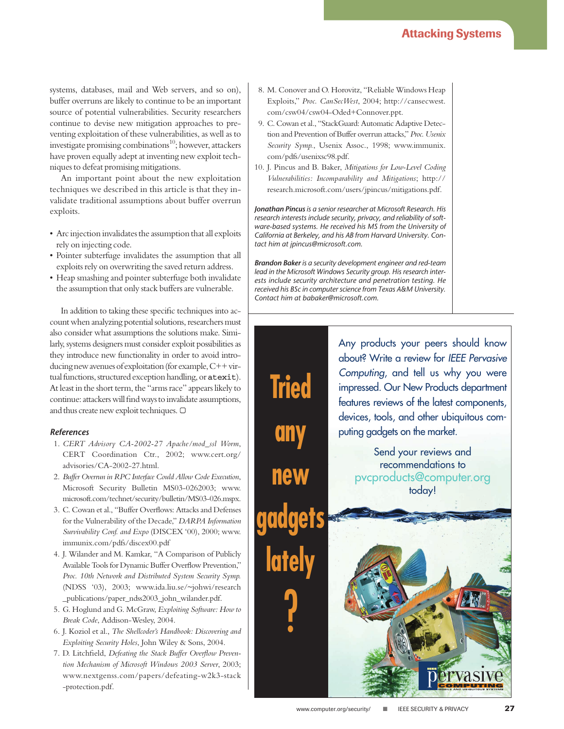systems, databases, mail and Web servers, and so on), buffer overruns are likely to continue to be an important source of potential vulnerabilities. Security researchers continue to devise new mitigation approaches to preventing exploitation of these vulnerabilities, as well as to investigate promising combinations[10]; however, attackers have proven equally adept at inventing new exploit techniques to defeat promising mitigations.

An important point about the new exploitation techniques we described in this article is that they invalidate traditional assumptions about buffer overrun exploits.

- Arc injection invalidates the assumption that all exploits rely on injecting code.
- Pointer subterfuge invalidates the assumption that all exploits rely on overwriting the saved return address.
- Heap smashing and pointer subterfuge both invalidate the assumption that only stack buffers are vulnerable.

In addition to taking these specific techniques into account when analyzing potential solutions, researchers must also consider what assumptions the solutions make. Similarly, systems designers must consider exploit possibilities as they introduce new functionality in order to avoid introducing new avenues of exploitation (for example, C++ virtual functions, structured exception handling, or `atexit`). At least in the short term, the "arms race" appears likely to continue: attackers will find ways to invalidate assumptions, and thus create new exploit techniques. ▢

### References

1. *CERT Advisory CA-2002-27 Apache/mod_ssl Worm*, CERT Coordination Ctr., 2002; www.cert.org/advisories/CA-2002-27.html.
2. *Buffer Overrun in RPC Interface Could Allow Code Execution*, Microsoft Security Bulletin MS03-0262003; www.microsoft.com/technet/security/bulletin/MS03-026.mspx.
3. C. Cowan et al., "Buffer Overflows: Attacks and Defenses for the Vulnerability of the Decade," *DARPA Information Survivability Conf. and Expo* (DISCEX '00), 2000; www.immunix.com/pdfs/discex00.pdf
4. J. Wilander and M. Kamkar, "A Comparison of Publicly Available Tools for Dynamic Buffer Overflow Prevention," *Proc. 10th Network and Distributed System Security Symp.* (NDSS '03), 2003; www.ida.liu.se/~johwi/research_publications/paper_ndss2003_john_wilander.pdf.
5. G. Hoglund and G. McGraw, *Exploiting Software: How to Break Code*, Addison-Wesley, 2004.
6. J. Koziol et al., *The Shellcoder's Handbook: Discovering and Exploiting Security Holes*, John Wiley & Sons, 2004.
7. D. Litchfield, *Defeating the Stack Buffer Overflow Prevention Mechanism of Microsoft Windows 2003 Server*, 2003; www.nextgenss.com/papers/defeating-w2k3-stack-protection.pdf.
8. M. Conover and O. Horovitz, "Reliable Windows Heap Exploits," *Proc. CanSecWest*, 2004; http://cansecwest.com/csw04/csw04-Oded+Connover.ppt.
9. C. Cowan et al., "StackGuard: Automatic Adaptive Detection and Prevention of Buffer overrun attacks," *Proc. Usenix Security Symp.*, Usenix Assoc., 1998; www.immunix.com/pdfs/usenixsc98.pdf.
10. J. Pincus and B. Baker, *Mitigations for Low-Level Coding Vulnerabilities: Incomparability and Mitigations*; http://research.microsoft.com/users/jpincus/mitigations.pdf.

***Jonathan Pincus*** *is a senior researcher at Microsoft Research. His research interests include security, privacy, and reliability of software-based systems. He received his MS from the University of California at Berkeley, and his AB from Harvard University. Contact him at jpincus@microsoft.com.*

***Brandon Baker*** *is a security development engineer and red-team lead in the Microsoft Windows Security group. His research interests include security architecture and penetration testing. He received his BSc in computer science from Texas A&M University. Contact him at babaker@microsoft.com.*

**Tried any new gadgets lately?**

Any products your peers should know about? Write a review for *IEEE Pervasive Computing*, and tell us why you were impressed. Our New Products department features reviews of the latest components, devices, tools, and other ubiquitous computing gadgets on the market.

Send your reviews and recommendations to pvcproducts@computer.org today!